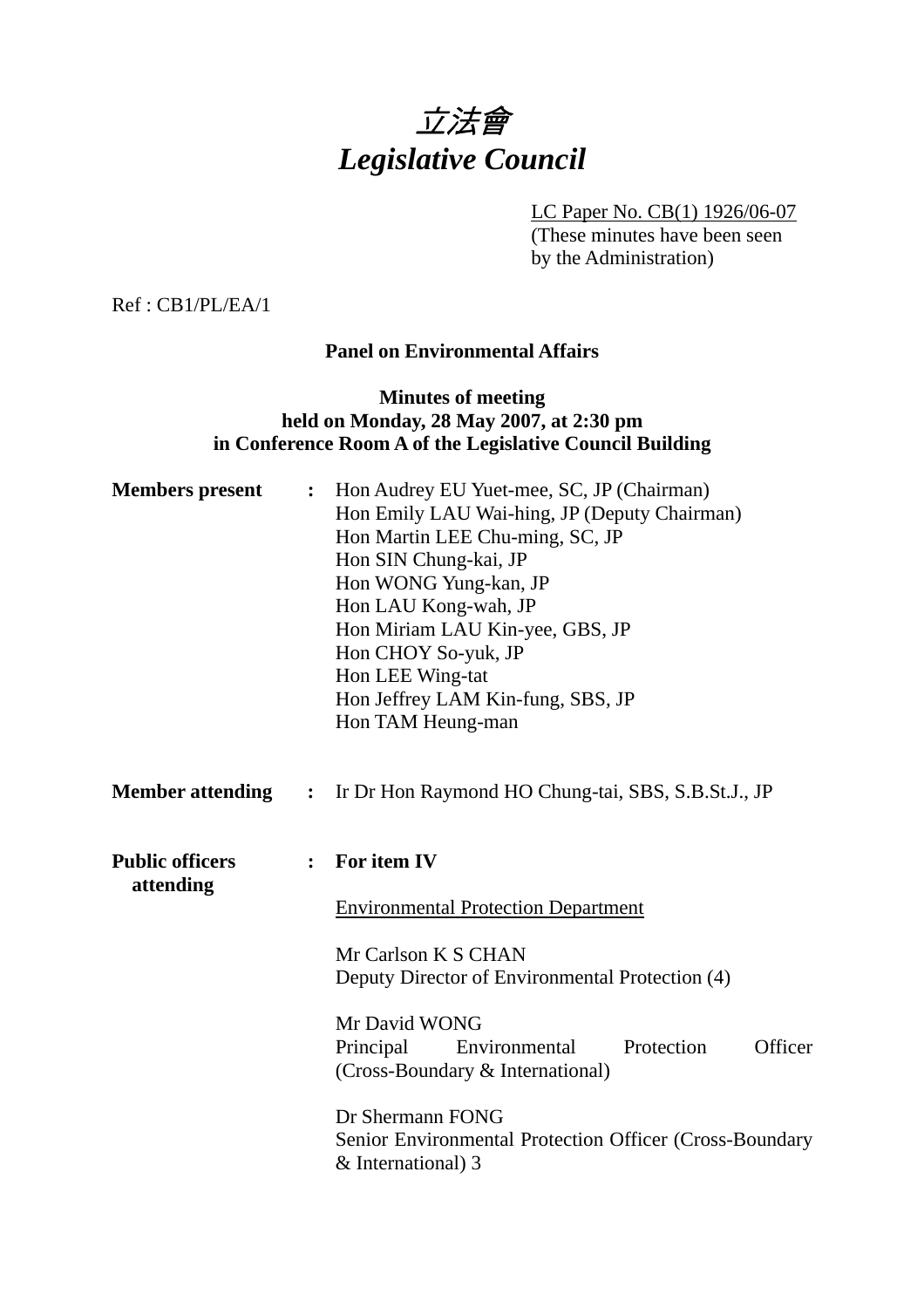# 立法會
# *Legislative Council*

LC Paper No. CB(1) 1926/06-07
(These minutes have been seen by the Administration)

Ref : CB1/PL/EA/1

**Panel on Environmental Affairs**

**Minutes of meeting**
**held on Monday, 28 May 2007, at 2:30 pm**
**in Conference Room A of the Legislative Council Building**

**Members present** : Hon Audrey EU Yuet-mee, SC, JP (Chairman)
Hon Emily LAU Wai-hing, JP (Deputy Chairman)
Hon Martin LEE Chu-ming, SC, JP
Hon SIN Chung-kai, JP
Hon WONG Yung-kan, JP
Hon LAU Kong-wah, JP
Hon Miriam LAU Kin-yee, GBS, JP
Hon CHOY So-yuk, JP
Hon LEE Wing-tat
Hon Jeffrey LAM Kin-fung, SBS, JP
Hon TAM Heung-man

**Member attending** : Ir Dr Hon Raymond HO Chung-tai, SBS, S.B.St.J., JP

**Public officers attending** : **For item IV**

Environmental Protection Department

Mr Carlson K S CHAN
Deputy Director of Environmental Protection (4)

Mr David WONG
Principal Environmental Protection Officer (Cross-Boundary & International)

Dr Shermann FONG
Senior Environmental Protection Officer (Cross-Boundary & International) 3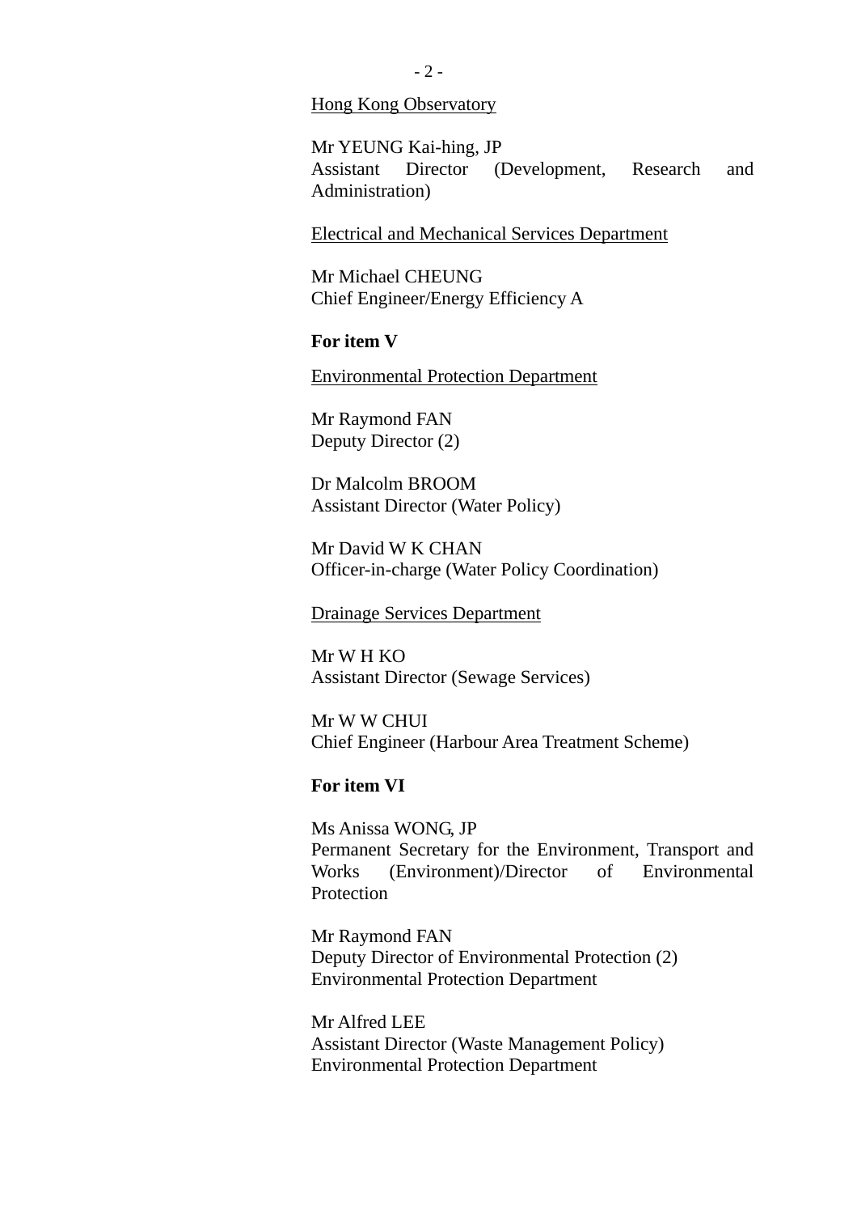<u>Hong Kong Observatory</u>

Mr YEUNG Kai-hing, JP
Assistant Director (Development, Research and Administration)

<u>Electrical and Mechanical Services Department</u>

Mr Michael CHEUNG
Chief Engineer/Energy Efficiency A

**For item V**

<u>Environmental Protection Department</u>

Mr Raymond FAN
Deputy Director (2)

Dr Malcolm BROOM
Assistant Director (Water Policy)

Mr David W K CHAN
Officer-in-charge (Water Policy Coordination)

<u>Drainage Services Department</u>

Mr W H KO
Assistant Director (Sewage Services)

Mr W W CHUI
Chief Engineer (Harbour Area Treatment Scheme)

**For item VI**

Ms Anissa WONG, JP
Permanent Secretary for the Environment, Transport and Works (Environment)/Director of Environmental Protection

Mr Raymond FAN
Deputy Director of Environmental Protection (2)
Environmental Protection Department

Mr Alfred LEE
Assistant Director (Waste Management Policy)
Environmental Protection Department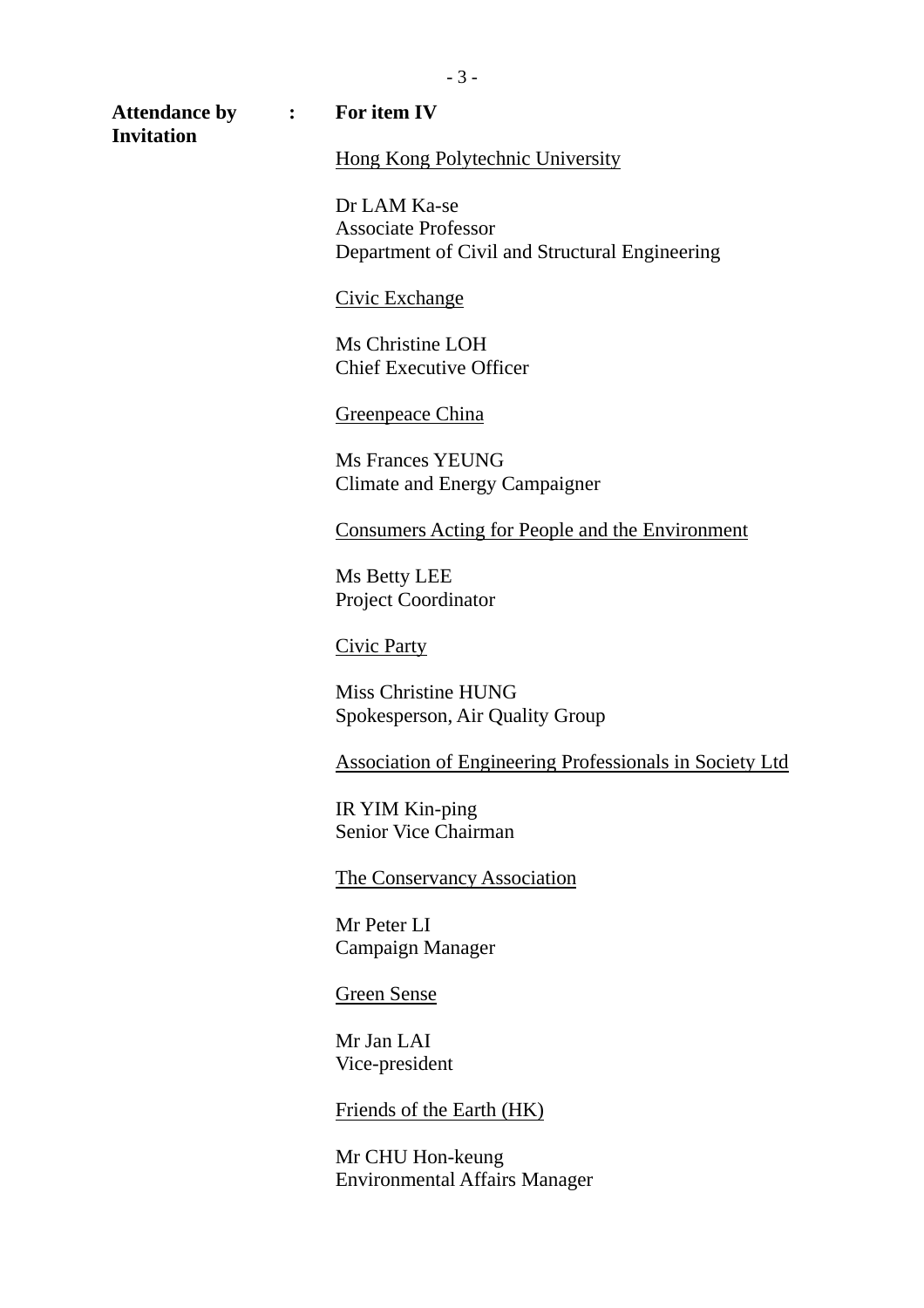**Attendance by Invitation** : **For item IV**

<u>Hong Kong Polytechnic University</u>

Dr LAM Ka-se
Associate Professor
Department of Civil and Structural Engineering

<u>Civic Exchange</u>

Ms Christine LOH
Chief Executive Officer

<u>Greenpeace China</u>

Ms Frances YEUNG
Climate and Energy Campaigner

<u>Consumers Acting for People and the Environment</u>

Ms Betty LEE
Project Coordinator

<u>Civic Party</u>

Miss Christine HUNG
Spokesperson, Air Quality Group

<u>Association of Engineering Professionals in Society Ltd</u>

IR YIM Kin-ping
Senior Vice Chairman

<u>The Conservancy Association</u>

Mr Peter LI
Campaign Manager

<u>Green Sense</u>

Mr Jan LAI
Vice-president

<u>Friends of the Earth (HK)</u>

Mr CHU Hon-keung
Environmental Affairs Manager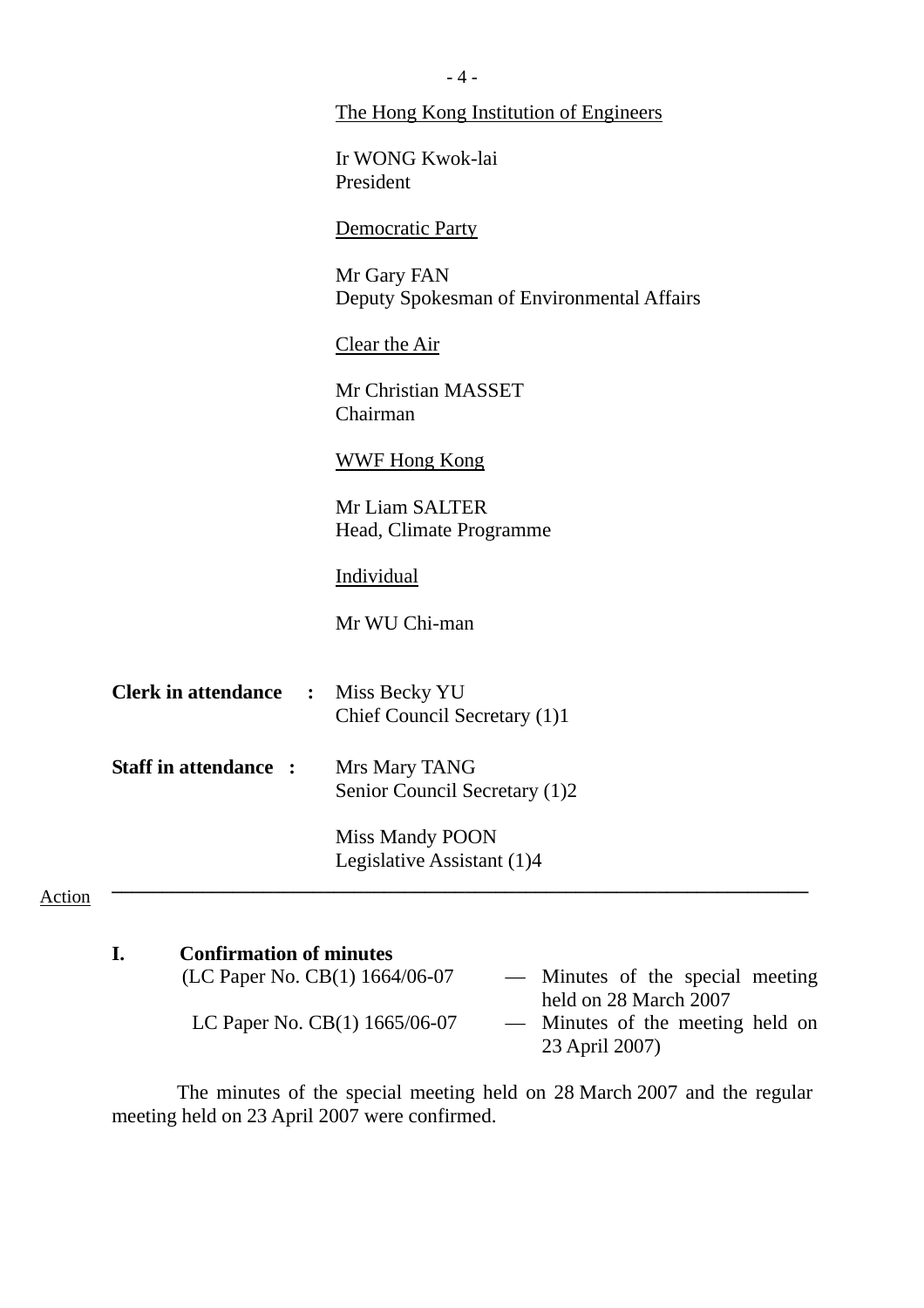The Hong Kong Institution of Engineers

Ir WONG Kwok-lai
President

Democratic Party

Mr Gary FAN
Deputy Spokesman of Environmental Affairs

Clear the Air

Mr Christian MASSET
Chairman

WWF Hong Kong

Mr Liam SALTER
Head, Climate Programme

Individual

Mr WU Chi-man

**Clerk in attendance :** Miss Becky YU
Chief Council Secretary (1)1

**Staff in attendance :** Mrs Mary TANG
Senior Council Secretary (1)2

Miss Mandy POON
Legislative Assistant (1)4

---

Action

**I. Confirmation of minutes**

(LC Paper No. CB(1) 1664/06-07 — Minutes of the special meeting held on 28 March 2007

LC Paper No. CB(1) 1665/06-07 — Minutes of the meeting held on 23 April 2007)

The minutes of the special meeting held on 28 March 2007 and the regular meeting held on 23 April 2007 were confirmed.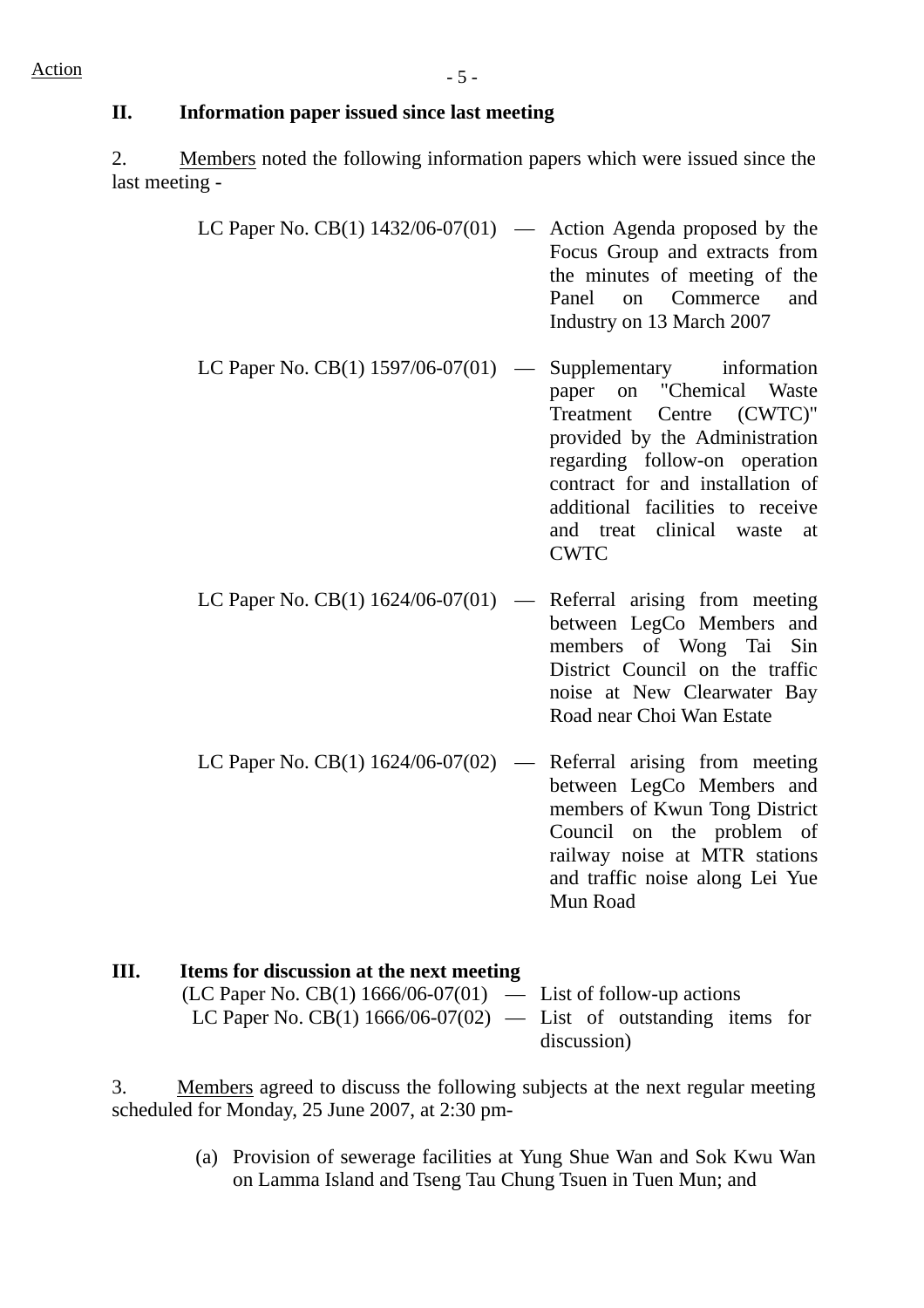Action

## II. Information paper issued since last meeting

2. Members noted the following information papers which were issued since the last meeting -

| | | |
|---|---|---|
| LC Paper No. CB(1) 1432/06-07(01) | — | Action Agenda proposed by the Focus Group and extracts from the minutes of meeting of the Panel on Commerce and Industry on 13 March 2007 |
| LC Paper No. CB(1) 1597/06-07(01) | — | Supplementary information paper on "Chemical Waste Treatment Centre (CWTC)" provided by the Administration regarding follow-on operation contract for and installation of additional facilities to receive and treat clinical waste at CWTC |
| LC Paper No. CB(1) 1624/06-07(01) | — | Referral arising from meeting between LegCo Members and members of Wong Tai Sin District Council on the traffic noise at New Clearwater Bay Road near Choi Wan Estate |
| LC Paper No. CB(1) 1624/06-07(02) | — | Referral arising from meeting between LegCo Members and members of Kwun Tong District Council on the problem of railway noise at MTR stations and traffic noise along Lei Yue Mun Road |

## III. Items for discussion at the next meeting

(LC Paper No. CB(1) 1666/06-07(01) — List of follow-up actions
LC Paper No. CB(1) 1666/06-07(02) — List of outstanding items for discussion)

3. Members agreed to discuss the following subjects at the next regular meeting scheduled for Monday, 25 June 2007, at 2:30 pm-

(a) Provision of sewerage facilities at Yung Shue Wan and Sok Kwu Wan on Lamma Island and Tseng Tau Chung Tsuen in Tuen Mun; and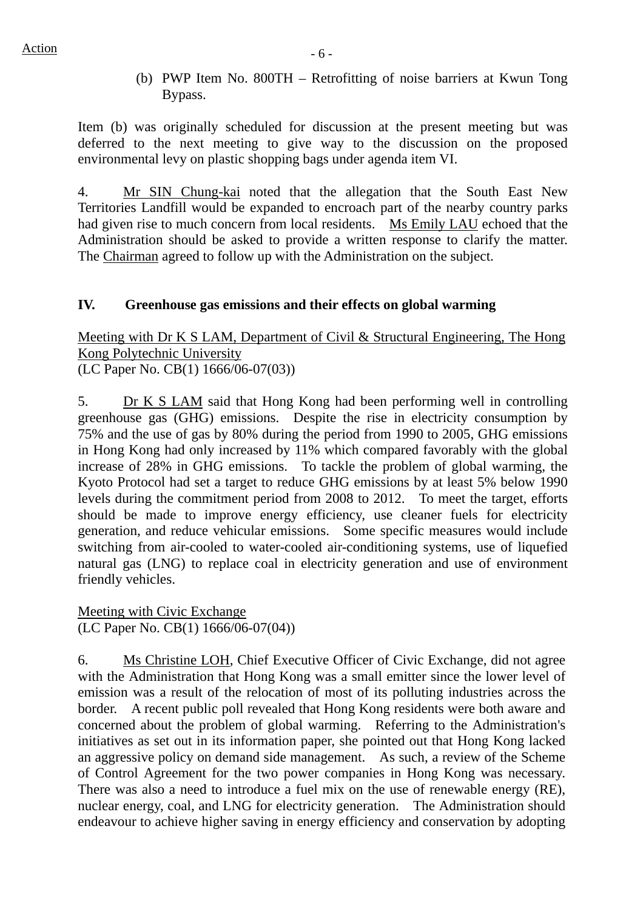Action

(b) PWP Item No. 800TH – Retrofitting of noise barriers at Kwun Tong Bypass.

Item (b) was originally scheduled for discussion at the present meeting but was deferred to the next meeting to give way to the discussion on the proposed environmental levy on plastic shopping bags under agenda item VI.

4. Mr SIN Chung-kai noted that the allegation that the South East New Territories Landfill would be expanded to encroach part of the nearby country parks had given rise to much concern from local residents. Ms Emily LAU echoed that the Administration should be asked to provide a written response to clarify the matter. The Chairman agreed to follow up with the Administration on the subject.

## IV. Greenhouse gas emissions and their effects on global warming

Meeting with Dr K S LAM, Department of Civil & Structural Engineering, The Hong Kong Polytechnic University
(LC Paper No. CB(1) 1666/06-07(03))

5. Dr K S LAM said that Hong Kong had been performing well in controlling greenhouse gas (GHG) emissions. Despite the rise in electricity consumption by 75% and the use of gas by 80% during the period from 1990 to 2005, GHG emissions in Hong Kong had only increased by 11% which compared favorably with the global increase of 28% in GHG emissions. To tackle the problem of global warming, the Kyoto Protocol had set a target to reduce GHG emissions by at least 5% below 1990 levels during the commitment period from 2008 to 2012. To meet the target, efforts should be made to improve energy efficiency, use cleaner fuels for electricity generation, and reduce vehicular emissions. Some specific measures would include switching from air-cooled to water-cooled air-conditioning systems, use of liquefied natural gas (LNG) to replace coal in electricity generation and use of environment friendly vehicles.

Meeting with Civic Exchange
(LC Paper No. CB(1) 1666/06-07(04))

6. Ms Christine LOH, Chief Executive Officer of Civic Exchange, did not agree with the Administration that Hong Kong was a small emitter since the lower level of emission was a result of the relocation of most of its polluting industries across the border. A recent public poll revealed that Hong Kong residents were both aware and concerned about the problem of global warming. Referring to the Administration's initiatives as set out in its information paper, she pointed out that Hong Kong lacked an aggressive policy on demand side management. As such, a review of the Scheme of Control Agreement for the two power companies in Hong Kong was necessary. There was also a need to introduce a fuel mix on the use of renewable energy (RE), nuclear energy, coal, and LNG for electricity generation. The Administration should endeavour to achieve higher saving in energy efficiency and conservation by adopting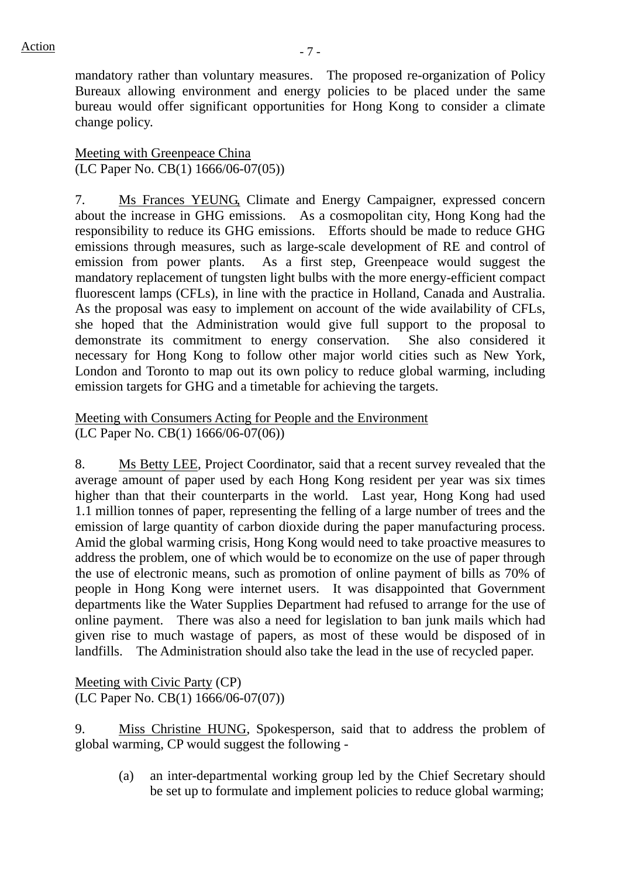Action

mandatory rather than voluntary measures. The proposed re-organization of Policy Bureaux allowing environment and energy policies to be placed under the same bureau would offer significant opportunities for Hong Kong to consider a climate change policy.

Meeting with Greenpeace China
(LC Paper No. CB(1) 1666/06-07(05))

7. Ms Frances YEUNG, Climate and Energy Campaigner, expressed concern about the increase in GHG emissions. As a cosmopolitan city, Hong Kong had the responsibility to reduce its GHG emissions. Efforts should be made to reduce GHG emissions through measures, such as large-scale development of RE and control of emission from power plants. As a first step, Greenpeace would suggest the mandatory replacement of tungsten light bulbs with the more energy-efficient compact fluorescent lamps (CFLs), in line with the practice in Holland, Canada and Australia. As the proposal was easy to implement on account of the wide availability of CFLs, she hoped that the Administration would give full support to the proposal to demonstrate its commitment to energy conservation. She also considered it necessary for Hong Kong to follow other major world cities such as New York, London and Toronto to map out its own policy to reduce global warming, including emission targets for GHG and a timetable for achieving the targets.

Meeting with Consumers Acting for People and the Environment
(LC Paper No. CB(1) 1666/06-07(06))

8. Ms Betty LEE, Project Coordinator, said that a recent survey revealed that the average amount of paper used by each Hong Kong resident per year was six times higher than that their counterparts in the world. Last year, Hong Kong had used 1.1 million tonnes of paper, representing the felling of a large number of trees and the emission of large quantity of carbon dioxide during the paper manufacturing process. Amid the global warming crisis, Hong Kong would need to take proactive measures to address the problem, one of which would be to economize on the use of paper through the use of electronic means, such as promotion of online payment of bills as 70% of people in Hong Kong were internet users. It was disappointed that Government departments like the Water Supplies Department had refused to arrange for the use of online payment. There was also a need for legislation to ban junk mails which had given rise to much wastage of papers, as most of these would be disposed of in landfills. The Administration should also take the lead in the use of recycled paper.

Meeting with Civic Party (CP)
(LC Paper No. CB(1) 1666/06-07(07))

9. Miss Christine HUNG, Spokesperson, said that to address the problem of global warming, CP would suggest the following -

(a) an inter-departmental working group led by the Chief Secretary should be set up to formulate and implement policies to reduce global warming;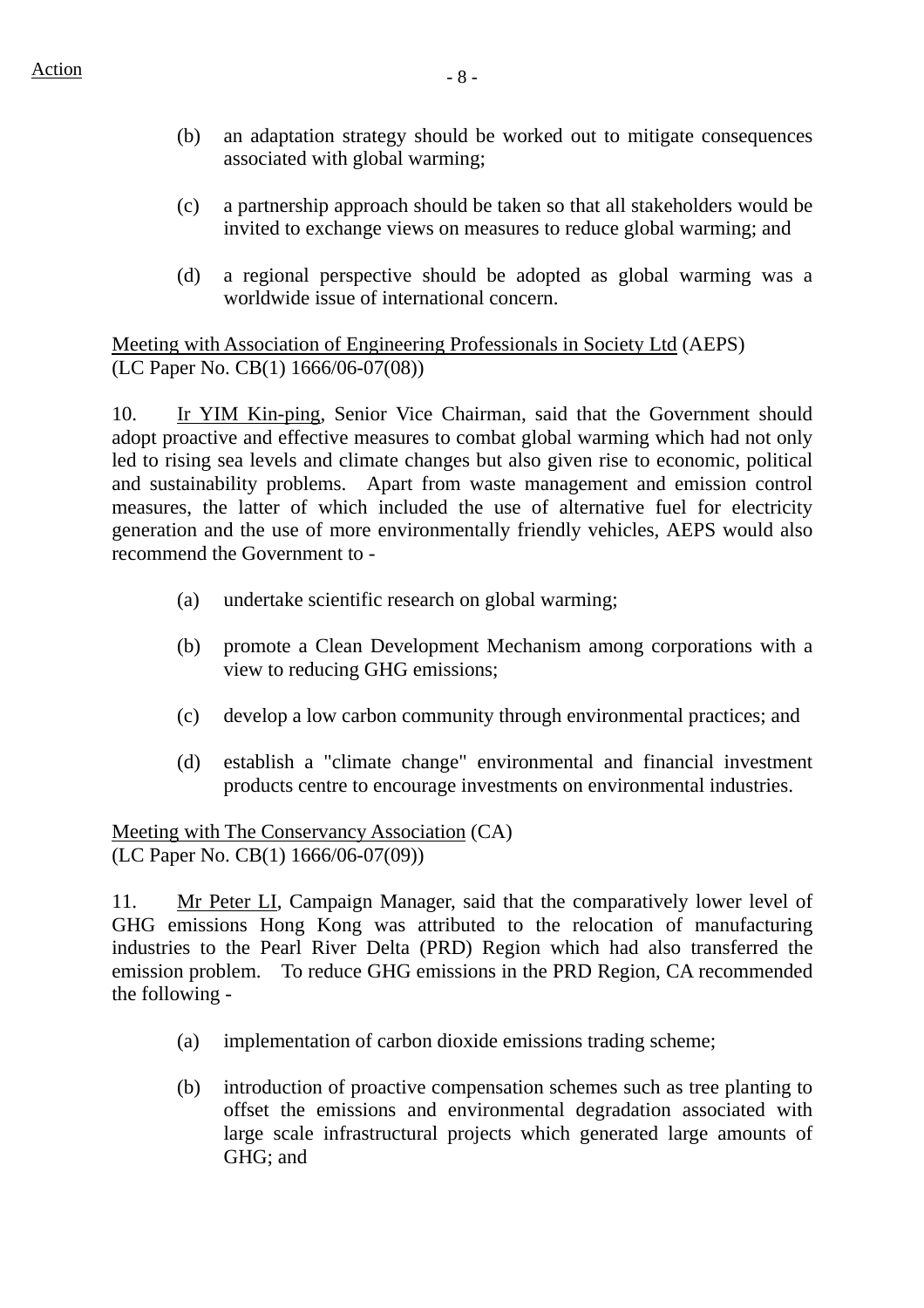Action

(b) an adaptation strategy should be worked out to mitigate consequences associated with global warming;

(c) a partnership approach should be taken so that all stakeholders would be invited to exchange views on measures to reduce global warming; and

(d) a regional perspective should be adopted as global warming was a worldwide issue of international concern.

<u>Meeting with Association of Engineering Professionals in Society Ltd</u> (AEPS)
(LC Paper No. CB(1) 1666/06-07(08))

10. <u>Ir YIM Kin-ping</u>, Senior Vice Chairman, said that the Government should adopt proactive and effective measures to combat global warming which had not only led to rising sea levels and climate changes but also given rise to economic, political and sustainability problems. Apart from waste management and emission control measures, the latter of which included the use of alternative fuel for electricity generation and the use of more environmentally friendly vehicles, AEPS would also recommend the Government to -

(a) undertake scientific research on global warming;

(b) promote a Clean Development Mechanism among corporations with a view to reducing GHG emissions;

(c) develop a low carbon community through environmental practices; and

(d) establish a "climate change" environmental and financial investment products centre to encourage investments on environmental industries.

<u>Meeting with The Conservancy Association</u> (CA)
(LC Paper No. CB(1) 1666/06-07(09))

11. <u>Mr Peter LI</u>, Campaign Manager, said that the comparatively lower level of GHG emissions Hong Kong was attributed to the relocation of manufacturing industries to the Pearl River Delta (PRD) Region which had also transferred the emission problem. To reduce GHG emissions in the PRD Region, CA recommended the following -

(a) implementation of carbon dioxide emissions trading scheme;

(b) introduction of proactive compensation schemes such as tree planting to offset the emissions and environmental degradation associated with large scale infrastructural projects which generated large amounts of GHG; and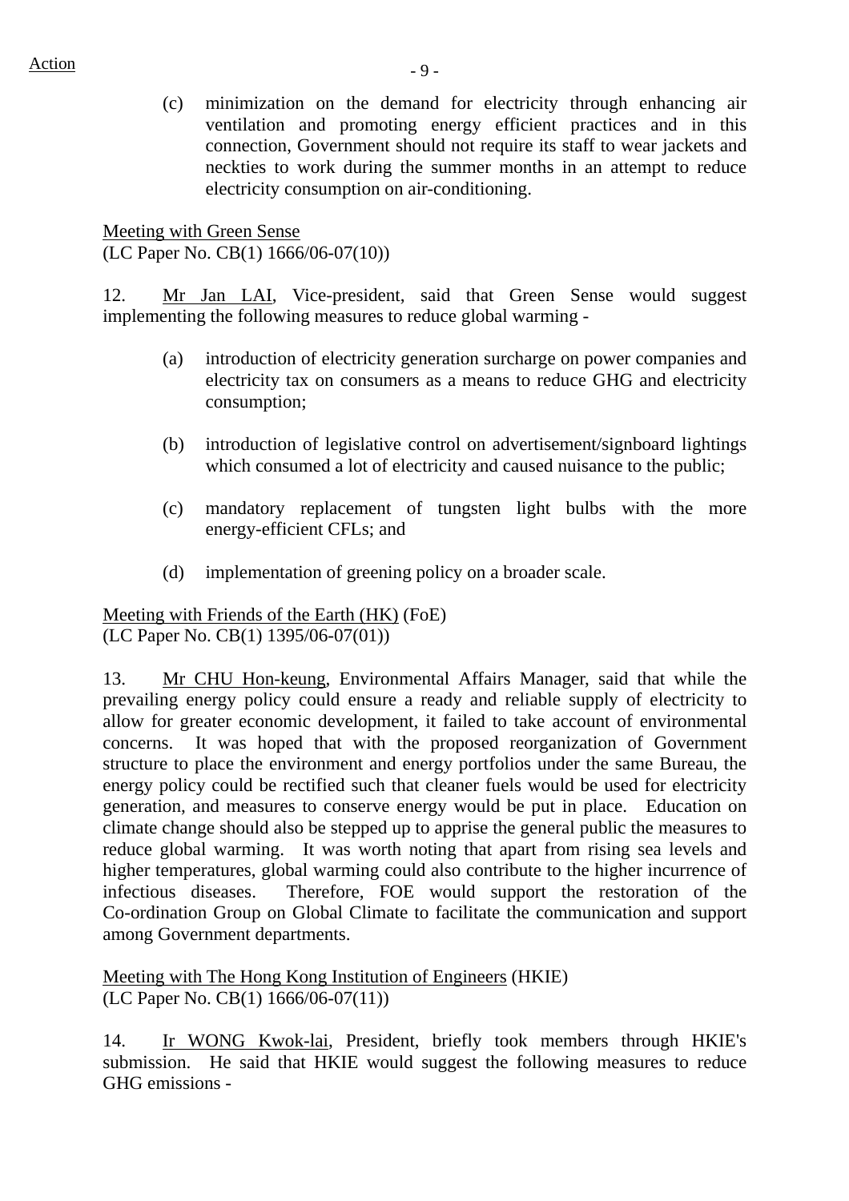(c) minimization on the demand for electricity through enhancing air ventilation and promoting energy efficient practices and in this connection, Government should not require its staff to wear jackets and neckties to work during the summer months in an attempt to reduce electricity consumption on air-conditioning.

Meeting with Green Sense
(LC Paper No. CB(1) 1666/06-07(10))

12. Mr Jan LAI, Vice-president, said that Green Sense would suggest implementing the following measures to reduce global warming -

(a) introduction of electricity generation surcharge on power companies and electricity tax on consumers as a means to reduce GHG and electricity consumption;

(b) introduction of legislative control on advertisement/signboard lightings which consumed a lot of electricity and caused nuisance to the public;

(c) mandatory replacement of tungsten light bulbs with the more energy-efficient CFLs; and

(d) implementation of greening policy on a broader scale.

Meeting with Friends of the Earth (HK) (FoE)
(LC Paper No. CB(1) 1395/06-07(01))

13. Mr CHU Hon-keung, Environmental Affairs Manager, said that while the prevailing energy policy could ensure a ready and reliable supply of electricity to allow for greater economic development, it failed to take account of environmental concerns. It was hoped that with the proposed reorganization of Government structure to place the environment and energy portfolios under the same Bureau, the energy policy could be rectified such that cleaner fuels would be used for electricity generation, and measures to conserve energy would be put in place. Education on climate change should also be stepped up to apprise the general public the measures to reduce global warming. It was worth noting that apart from rising sea levels and higher temperatures, global warming could also contribute to the higher incurrence of infectious diseases. Therefore, FOE would support the restoration of the Co-ordination Group on Global Climate to facilitate the communication and support among Government departments.

Meeting with The Hong Kong Institution of Engineers (HKIE)
(LC Paper No. CB(1) 1666/06-07(11))

14. Ir WONG Kwok-lai, President, briefly took members through HKIE's submission. He said that HKIE would suggest the following measures to reduce GHG emissions -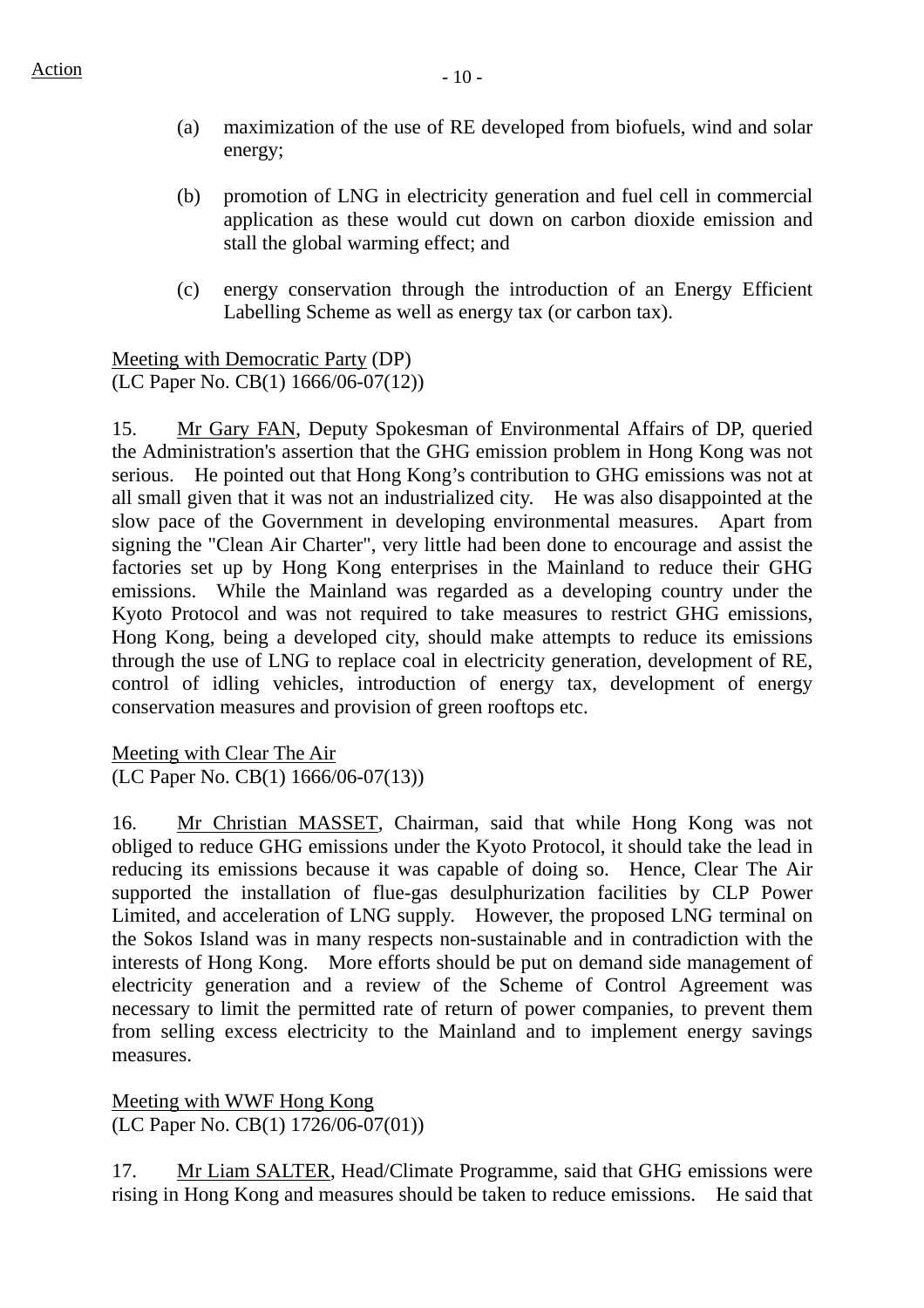(a) maximization of the use of RE developed from biofuels, wind and solar energy;

(b) promotion of LNG in electricity generation and fuel cell in commercial application as these would cut down on carbon dioxide emission and stall the global warming effect; and

(c) energy conservation through the introduction of an Energy Efficient Labelling Scheme as well as energy tax (or carbon tax).

Meeting with Democratic Party (DP)
(LC Paper No. CB(1) 1666/06-07(12))

15. Mr Gary FAN, Deputy Spokesman of Environmental Affairs of DP, queried the Administration's assertion that the GHG emission problem in Hong Kong was not serious. He pointed out that Hong Kong's contribution to GHG emissions was not at all small given that it was not an industrialized city. He was also disappointed at the slow pace of the Government in developing environmental measures. Apart from signing the "Clean Air Charter", very little had been done to encourage and assist the factories set up by Hong Kong enterprises in the Mainland to reduce their GHG emissions. While the Mainland was regarded as a developing country under the Kyoto Protocol and was not required to take measures to restrict GHG emissions, Hong Kong, being a developed city, should make attempts to reduce its emissions through the use of LNG to replace coal in electricity generation, development of RE, control of idling vehicles, introduction of energy tax, development of energy conservation measures and provision of green rooftops etc.

Meeting with Clear The Air
(LC Paper No. CB(1) 1666/06-07(13))

16. Mr Christian MASSET, Chairman, said that while Hong Kong was not obliged to reduce GHG emissions under the Kyoto Protocol, it should take the lead in reducing its emissions because it was capable of doing so. Hence, Clear The Air supported the installation of flue-gas desulphurization facilities by CLP Power Limited, and acceleration of LNG supply. However, the proposed LNG terminal on the Sokos Island was in many respects non-sustainable and in contradiction with the interests of Hong Kong. More efforts should be put on demand side management of electricity generation and a review of the Scheme of Control Agreement was necessary to limit the permitted rate of return of power companies, to prevent them from selling excess electricity to the Mainland and to implement energy savings measures.

Meeting with WWF Hong Kong
(LC Paper No. CB(1) 1726/06-07(01))

17. Mr Liam SALTER, Head/Climate Programme, said that GHG emissions were rising in Hong Kong and measures should be taken to reduce emissions. He said that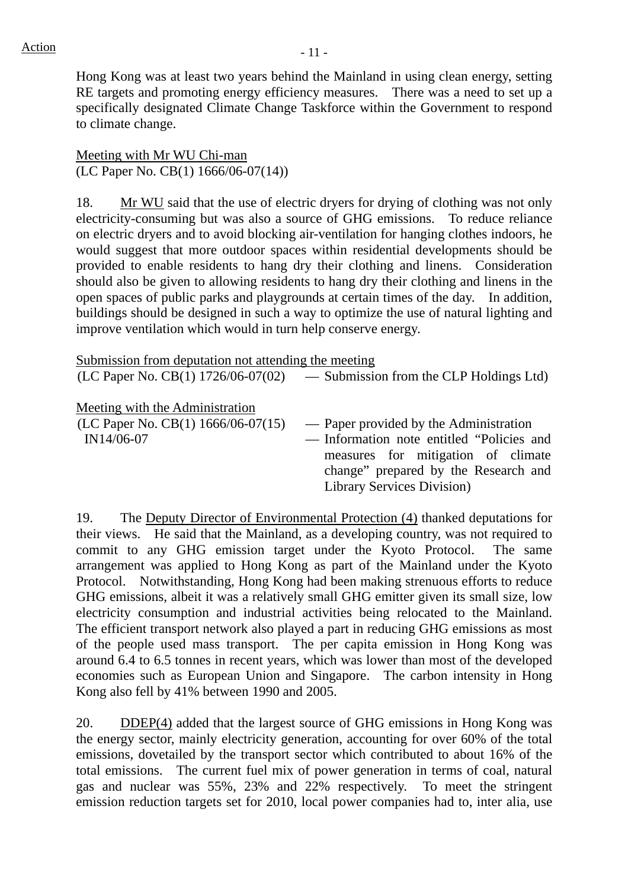Hong Kong was at least two years behind the Mainland in using clean energy, setting RE targets and promoting energy efficiency measures. There was a need to set up a specifically designated Climate Change Taskforce within the Government to respond to climate change.

Meeting with Mr WU Chi-man
(LC Paper No. CB(1) 1666/06-07(14))

18. Mr WU said that the use of electric dryers for drying of clothing was not only electricity-consuming but was also a source of GHG emissions. To reduce reliance on electric dryers and to avoid blocking air-ventilation for hanging clothes indoors, he would suggest that more outdoor spaces within residential developments should be provided to enable residents to hang dry their clothing and linens. Consideration should also be given to allowing residents to hang dry their clothing and linens in the open spaces of public parks and playgrounds at certain times of the day. In addition, buildings should be designed in such a way to optimize the use of natural lighting and improve ventilation which would in turn help conserve energy.

Submission from deputation not attending the meeting
(LC Paper No. CB(1) 1726/06-07(02) — Submission from the CLP Holdings Ltd)

Meeting with the Administration
(LC Paper No. CB(1) 1666/06-07(15) — Paper provided by the Administration
IN14/06-07 — Information note entitled "Policies and measures for mitigation of climate change" prepared by the Research and Library Services Division)

19. The Deputy Director of Environmental Protection (4) thanked deputations for their views. He said that the Mainland, as a developing country, was not required to commit to any GHG emission target under the Kyoto Protocol. The same arrangement was applied to Hong Kong as part of the Mainland under the Kyoto Protocol. Notwithstanding, Hong Kong had been making strenuous efforts to reduce GHG emissions, albeit it was a relatively small GHG emitter given its small size, low electricity consumption and industrial activities being relocated to the Mainland. The efficient transport network also played a part in reducing GHG emissions as most of the people used mass transport. The per capita emission in Hong Kong was around 6.4 to 6.5 tonnes in recent years, which was lower than most of the developed economies such as European Union and Singapore. The carbon intensity in Hong Kong also fell by 41% between 1990 and 2005.

20. DDEP(4) added that the largest source of GHG emissions in Hong Kong was the energy sector, mainly electricity generation, accounting for over 60% of the total emissions, dovetailed by the transport sector which contributed to about 16% of the total emissions. The current fuel mix of power generation in terms of coal, natural gas and nuclear was 55%, 23% and 22% respectively. To meet the stringent emission reduction targets set for 2010, local power companies had to, inter alia, use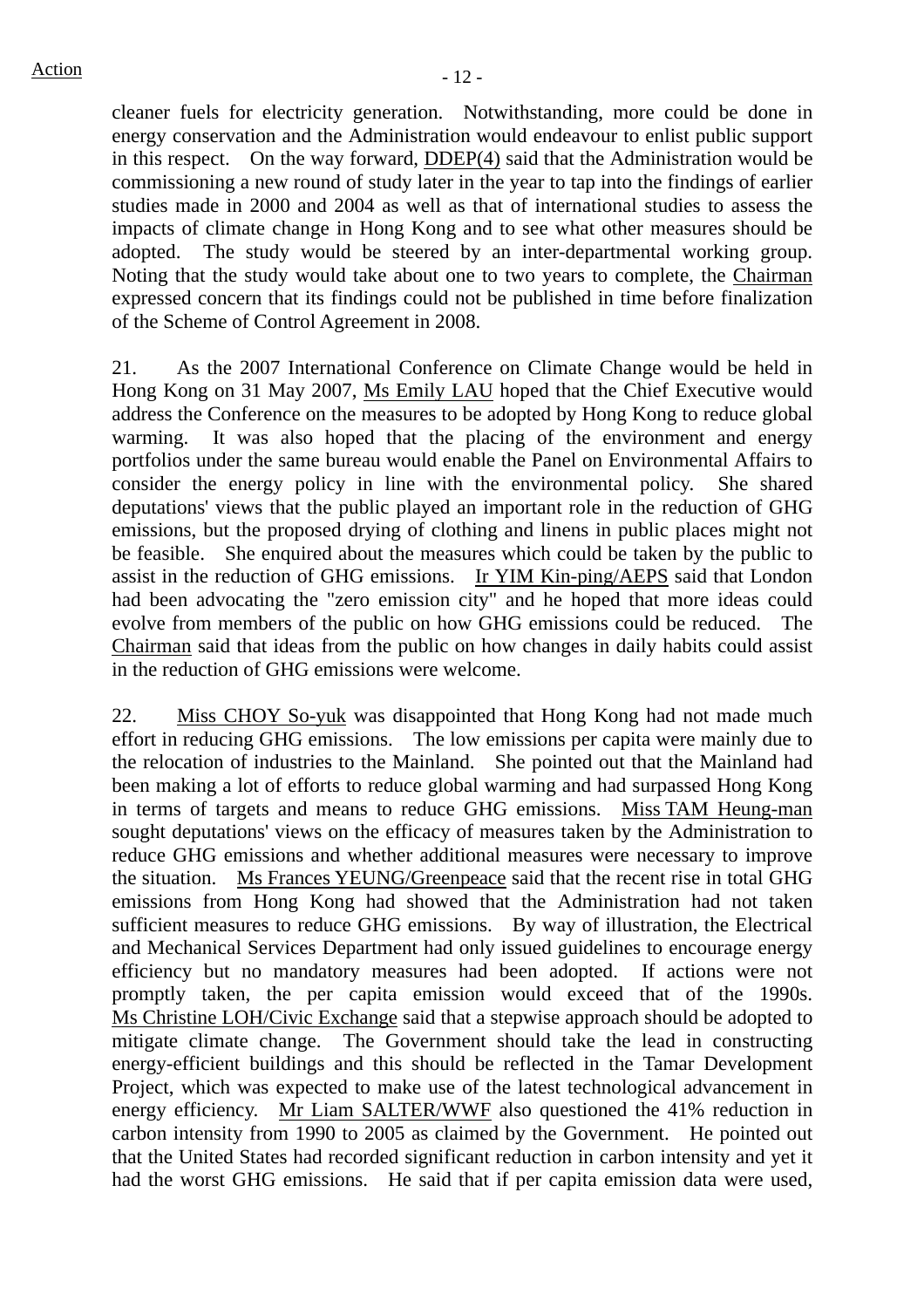cleaner fuels for electricity generation. Notwithstanding, more could be done in energy conservation and the Administration would endeavour to enlist public support in this respect. On the way forward, DDEP(4) said that the Administration would be commissioning a new round of study later in the year to tap into the findings of earlier studies made in 2000 and 2004 as well as that of international studies to assess the impacts of climate change in Hong Kong and to see what other measures should be adopted. The study would be steered by an inter-departmental working group. Noting that the study would take about one to two years to complete, the Chairman expressed concern that its findings could not be published in time before finalization of the Scheme of Control Agreement in 2008.

21. As the 2007 International Conference on Climate Change would be held in Hong Kong on 31 May 2007, Ms Emily LAU hoped that the Chief Executive would address the Conference on the measures to be adopted by Hong Kong to reduce global warming. It was also hoped that the placing of the environment and energy portfolios under the same bureau would enable the Panel on Environmental Affairs to consider the energy policy in line with the environmental policy. She shared deputations' views that the public played an important role in the reduction of GHG emissions, but the proposed drying of clothing and linens in public places might not be feasible. She enquired about the measures which could be taken by the public to assist in the reduction of GHG emissions. Ir YIM Kin-ping/AEPS said that London had been advocating the "zero emission city" and he hoped that more ideas could evolve from members of the public on how GHG emissions could be reduced. The Chairman said that ideas from the public on how changes in daily habits could assist in the reduction of GHG emissions were welcome.

22. Miss CHOY So-yuk was disappointed that Hong Kong had not made much effort in reducing GHG emissions. The low emissions per capita were mainly due to the relocation of industries to the Mainland. She pointed out that the Mainland had been making a lot of efforts to reduce global warming and had surpassed Hong Kong in terms of targets and means to reduce GHG emissions. Miss TAM Heung-man sought deputations' views on the efficacy of measures taken by the Administration to reduce GHG emissions and whether additional measures were necessary to improve the situation. Ms Frances YEUNG/Greenpeace said that the recent rise in total GHG emissions from Hong Kong had showed that the Administration had not taken sufficient measures to reduce GHG emissions. By way of illustration, the Electrical and Mechanical Services Department had only issued guidelines to encourage energy efficiency but no mandatory measures had been adopted. If actions were not promptly taken, the per capita emission would exceed that of the 1990s. Ms Christine LOH/Civic Exchange said that a stepwise approach should be adopted to mitigate climate change. The Government should take the lead in constructing energy-efficient buildings and this should be reflected in the Tamar Development Project, which was expected to make use of the latest technological advancement in energy efficiency. Mr Liam SALTER/WWF also questioned the 41% reduction in carbon intensity from 1990 to 2005 as claimed by the Government. He pointed out that the United States had recorded significant reduction in carbon intensity and yet it had the worst GHG emissions. He said that if per capita emission data were used,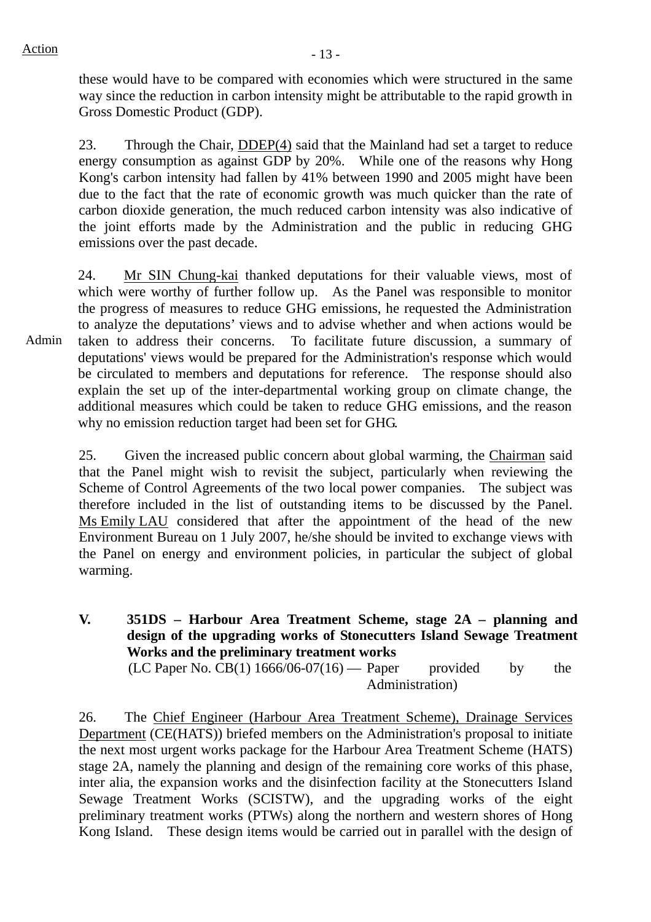these would have to be compared with economies which were structured in the same way since the reduction in carbon intensity might be attributable to the rapid growth in Gross Domestic Product (GDP).

23. Through the Chair, DDEP(4) said that the Mainland had set a target to reduce energy consumption as against GDP by 20%. While one of the reasons why Hong Kong's carbon intensity had fallen by 41% between 1990 and 2005 might have been due to the fact that the rate of economic growth was much quicker than the rate of carbon dioxide generation, the much reduced carbon intensity was also indicative of the joint efforts made by the Administration and the public in reducing GHG emissions over the past decade.

24. Mr SIN Chung-kai thanked deputations for their valuable views, most of which were worthy of further follow up. As the Panel was responsible to monitor the progress of measures to reduce GHG emissions, he requested the Administration to analyze the deputations' views and to advise whether and when actions would be taken to address their concerns. To facilitate future discussion, a summary of deputations' views would be prepared for the Administration's response which would be circulated to members and deputations for reference. The response should also explain the set up of the inter-departmental working group on climate change, the additional measures which could be taken to reduce GHG emissions, and the reason why no emission reduction target had been set for GHG.

Admin

25. Given the increased public concern about global warming, the Chairman said that the Panel might wish to revisit the subject, particularly when reviewing the Scheme of Control Agreements of the two local power companies. The subject was therefore included in the list of outstanding items to be discussed by the Panel. Ms Emily LAU considered that after the appointment of the head of the new Environment Bureau on 1 July 2007, he/she should be invited to exchange views with the Panel on energy and environment policies, in particular the subject of global warming.

## V. 351DS – Harbour Area Treatment Scheme, stage 2A – planning and design of the upgrading works of Stonecutters Island Sewage Treatment Works and the preliminary treatment works

(LC Paper No. CB(1) 1666/06-07(16) — Paper provided by the Administration)

26. The Chief Engineer (Harbour Area Treatment Scheme), Drainage Services Department (CE(HATS)) briefed members on the Administration's proposal to initiate the next most urgent works package for the Harbour Area Treatment Scheme (HATS) stage 2A, namely the planning and design of the remaining core works of this phase, inter alia, the expansion works and the disinfection facility at the Stonecutters Island Sewage Treatment Works (SCISTW), and the upgrading works of the eight preliminary treatment works (PTWs) along the northern and western shores of Hong Kong Island. These design items would be carried out in parallel with the design of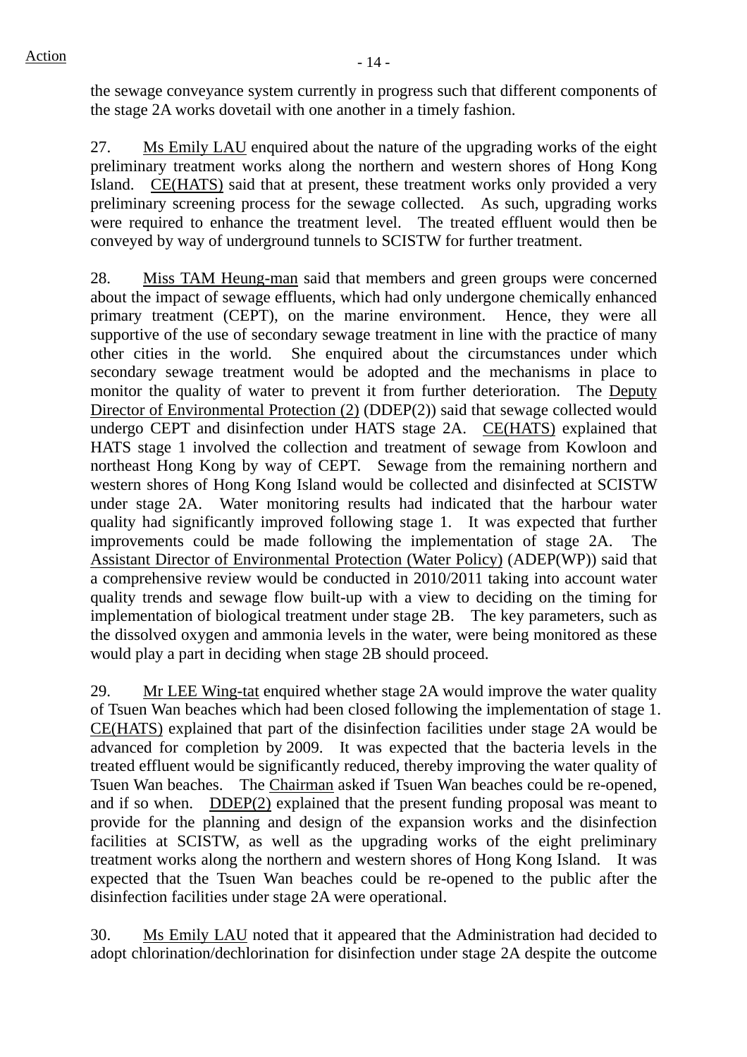the sewage conveyance system currently in progress such that different components of the stage 2A works dovetail with one another in a timely fashion.

27. Ms Emily LAU enquired about the nature of the upgrading works of the eight preliminary treatment works along the northern and western shores of Hong Kong Island. CE(HATS) said that at present, these treatment works only provided a very preliminary screening process for the sewage collected. As such, upgrading works were required to enhance the treatment level. The treated effluent would then be conveyed by way of underground tunnels to SCISTW for further treatment.

28. Miss TAM Heung-man said that members and green groups were concerned about the impact of sewage effluents, which had only undergone chemically enhanced primary treatment (CEPT), on the marine environment. Hence, they were all supportive of the use of secondary sewage treatment in line with the practice of many other cities in the world. She enquired about the circumstances under which secondary sewage treatment would be adopted and the mechanisms in place to monitor the quality of water to prevent it from further deterioration. The Deputy Director of Environmental Protection (2) (DDEP(2)) said that sewage collected would undergo CEPT and disinfection under HATS stage 2A. CE(HATS) explained that HATS stage 1 involved the collection and treatment of sewage from Kowloon and northeast Hong Kong by way of CEPT. Sewage from the remaining northern and western shores of Hong Kong Island would be collected and disinfected at SCISTW under stage 2A. Water monitoring results had indicated that the harbour water quality had significantly improved following stage 1. It was expected that further improvements could be made following the implementation of stage 2A. The Assistant Director of Environmental Protection (Water Policy) (ADEP(WP)) said that a comprehensive review would be conducted in 2010/2011 taking into account water quality trends and sewage flow built-up with a view to deciding on the timing for implementation of biological treatment under stage 2B. The key parameters, such as the dissolved oxygen and ammonia levels in the water, were being monitored as these would play a part in deciding when stage 2B should proceed.

29. Mr LEE Wing-tat enquired whether stage 2A would improve the water quality of Tsuen Wan beaches which had been closed following the implementation of stage 1. CE(HATS) explained that part of the disinfection facilities under stage 2A would be advanced for completion by 2009. It was expected that the bacteria levels in the treated effluent would be significantly reduced, thereby improving the water quality of Tsuen Wan beaches. The Chairman asked if Tsuen Wan beaches could be re-opened, and if so when. DDEP(2) explained that the present funding proposal was meant to provide for the planning and design of the expansion works and the disinfection facilities at SCISTW, as well as the upgrading works of the eight preliminary treatment works along the northern and western shores of Hong Kong Island. It was expected that the Tsuen Wan beaches could be re-opened to the public after the disinfection facilities under stage 2A were operational.

30. Ms Emily LAU noted that it appeared that the Administration had decided to adopt chlorination/dechlorination for disinfection under stage 2A despite the outcome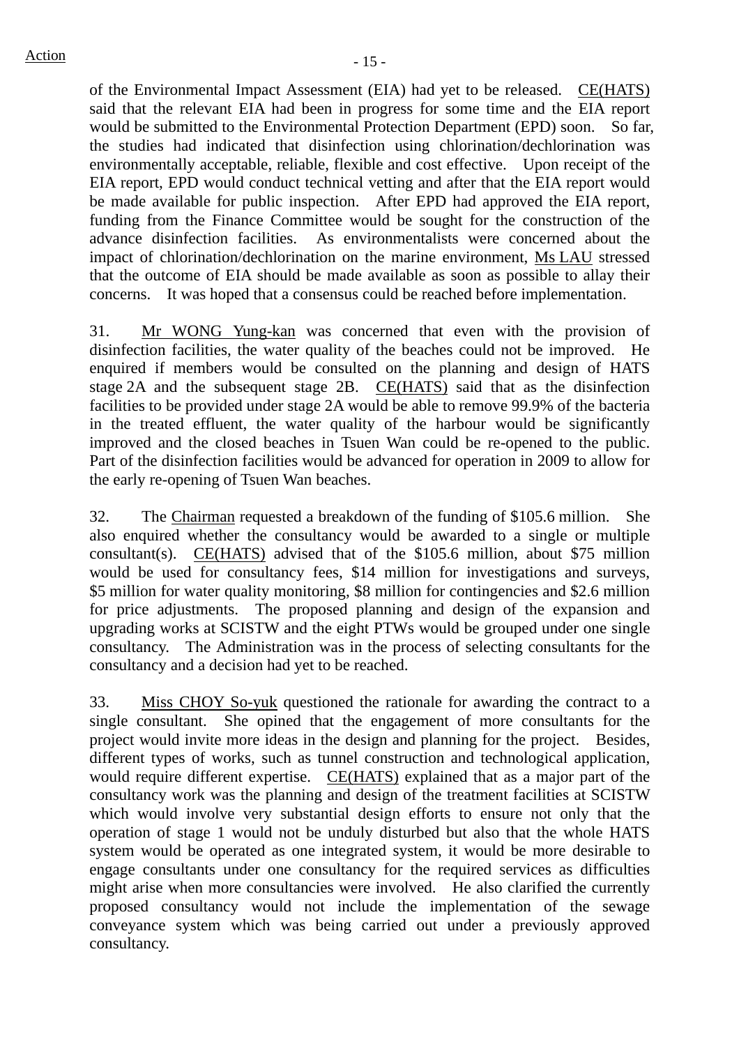of the Environmental Impact Assessment (EIA) had yet to be released. CE(HATS) said that the relevant EIA had been in progress for some time and the EIA report would be submitted to the Environmental Protection Department (EPD) soon. So far, the studies had indicated that disinfection using chlorination/dechlorination was environmentally acceptable, reliable, flexible and cost effective. Upon receipt of the EIA report, EPD would conduct technical vetting and after that the EIA report would be made available for public inspection. After EPD had approved the EIA report, funding from the Finance Committee would be sought for the construction of the advance disinfection facilities. As environmentalists were concerned about the impact of chlorination/dechlorination on the marine environment, Ms LAU stressed that the outcome of EIA should be made available as soon as possible to allay their concerns. It was hoped that a consensus could be reached before implementation.

31. Mr WONG Yung-kan was concerned that even with the provision of disinfection facilities, the water quality of the beaches could not be improved. He enquired if members would be consulted on the planning and design of HATS stage 2A and the subsequent stage 2B. CE(HATS) said that as the disinfection facilities to be provided under stage 2A would be able to remove 99.9% of the bacteria in the treated effluent, the water quality of the harbour would be significantly improved and the closed beaches in Tsuen Wan could be re-opened to the public. Part of the disinfection facilities would be advanced for operation in 2009 to allow for the early re-opening of Tsuen Wan beaches.

32. The Chairman requested a breakdown of the funding of $105.6 million. She also enquired whether the consultancy would be awarded to a single or multiple consultant(s). CE(HATS) advised that of the $105.6 million, about $75 million would be used for consultancy fees, $14 million for investigations and surveys, $5 million for water quality monitoring, $8 million for contingencies and $2.6 million for price adjustments. The proposed planning and design of the expansion and upgrading works at SCISTW and the eight PTWs would be grouped under one single consultancy. The Administration was in the process of selecting consultants for the consultancy and a decision had yet to be reached.

33. Miss CHOY So-yuk questioned the rationale for awarding the contract to a single consultant. She opined that the engagement of more consultants for the project would invite more ideas in the design and planning for the project. Besides, different types of works, such as tunnel construction and technological application, would require different expertise. CE(HATS) explained that as a major part of the consultancy work was the planning and design of the treatment facilities at SCISTW which would involve very substantial design efforts to ensure not only that the operation of stage 1 would not be unduly disturbed but also that the whole HATS system would be operated as one integrated system, it would be more desirable to engage consultants under one consultancy for the required services as difficulties might arise when more consultancies were involved. He also clarified the currently proposed consultancy would not include the implementation of the sewage conveyance system which was being carried out under a previously approved consultancy.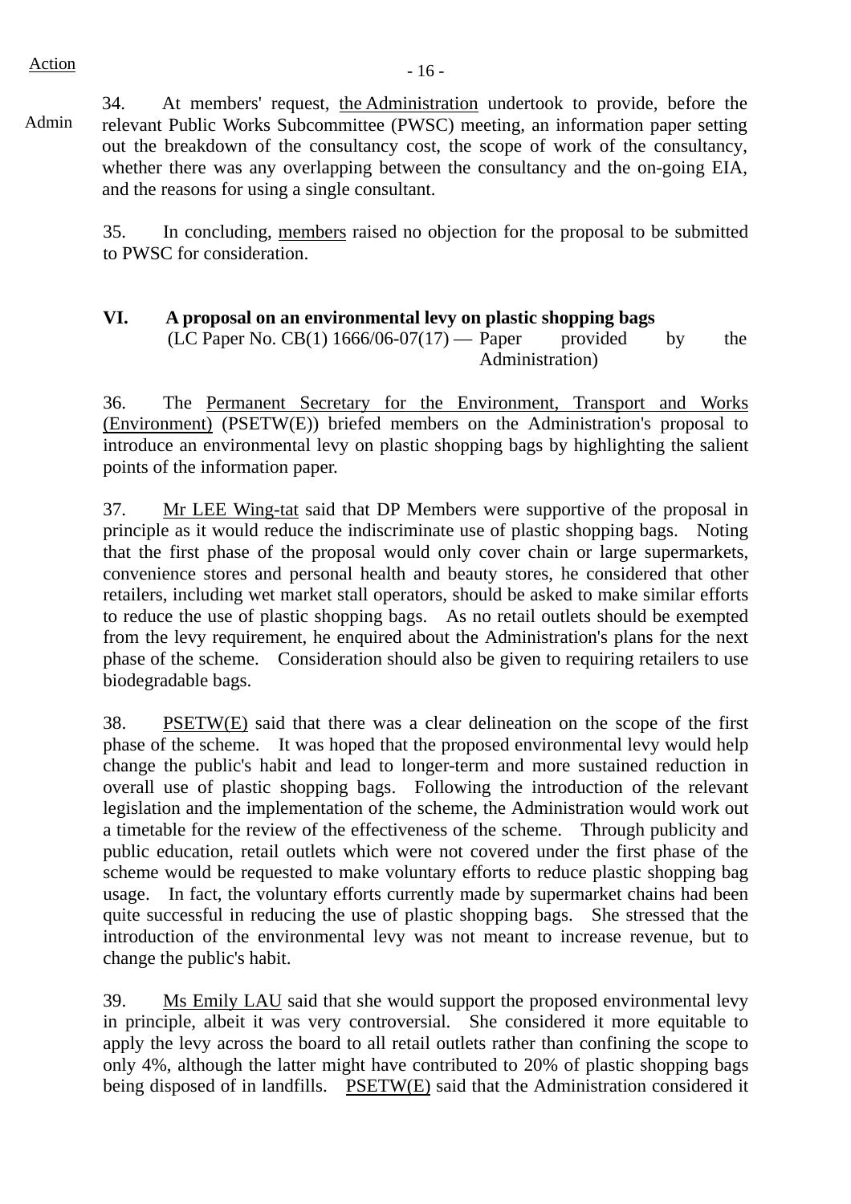Action

Admin

34. At members' request, the Administration undertook to provide, before the relevant Public Works Subcommittee (PWSC) meeting, an information paper setting out the breakdown of the consultancy cost, the scope of work of the consultancy, whether there was any overlapping between the consultancy and the on-going EIA, and the reasons for using a single consultant.

35. In concluding, members raised no objection for the proposal to be submitted to PWSC for consideration.

**VI. A proposal on an environmental levy on plastic shopping bags**
(LC Paper No. CB(1) 1666/06-07(17) — Paper provided by the Administration)

36. The Permanent Secretary for the Environment, Transport and Works (Environment) (PSETW(E)) briefed members on the Administration's proposal to introduce an environmental levy on plastic shopping bags by highlighting the salient points of the information paper.

37. Mr LEE Wing-tat said that DP Members were supportive of the proposal in principle as it would reduce the indiscriminate use of plastic shopping bags. Noting that the first phase of the proposal would only cover chain or large supermarkets, convenience stores and personal health and beauty stores, he considered that other retailers, including wet market stall operators, should be asked to make similar efforts to reduce the use of plastic shopping bags. As no retail outlets should be exempted from the levy requirement, he enquired about the Administration's plans for the next phase of the scheme. Consideration should also be given to requiring retailers to use biodegradable bags.

38. PSETW(E) said that there was a clear delineation on the scope of the first phase of the scheme. It was hoped that the proposed environmental levy would help change the public's habit and lead to longer-term and more sustained reduction in overall use of plastic shopping bags. Following the introduction of the relevant legislation and the implementation of the scheme, the Administration would work out a timetable for the review of the effectiveness of the scheme. Through publicity and public education, retail outlets which were not covered under the first phase of the scheme would be requested to make voluntary efforts to reduce plastic shopping bag usage. In fact, the voluntary efforts currently made by supermarket chains had been quite successful in reducing the use of plastic shopping bags. She stressed that the introduction of the environmental levy was not meant to increase revenue, but to change the public's habit.

39. Ms Emily LAU said that she would support the proposed environmental levy in principle, albeit it was very controversial. She considered it more equitable to apply the levy across the board to all retail outlets rather than confining the scope to only 4%, although the latter might have contributed to 20% of plastic shopping bags being disposed of in landfills. PSETW(E) said that the Administration considered it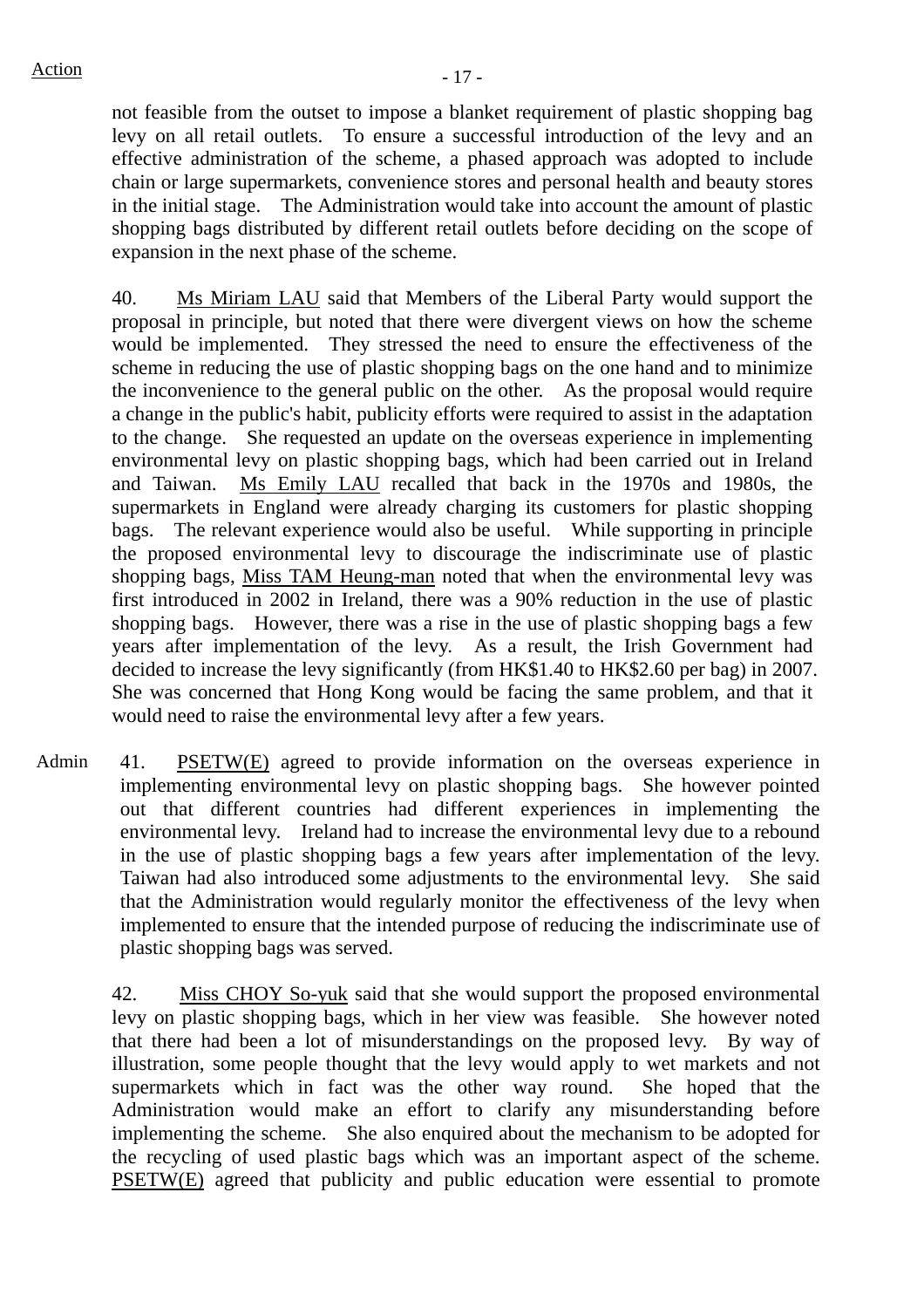Action

not feasible from the outset to impose a blanket requirement of plastic shopping bag levy on all retail outlets. To ensure a successful introduction of the levy and an effective administration of the scheme, a phased approach was adopted to include chain or large supermarkets, convenience stores and personal health and beauty stores in the initial stage. The Administration would take into account the amount of plastic shopping bags distributed by different retail outlets before deciding on the scope of expansion in the next phase of the scheme.

40. Ms Miriam LAU said that Members of the Liberal Party would support the proposal in principle, but noted that there were divergent views on how the scheme would be implemented. They stressed the need to ensure the effectiveness of the scheme in reducing the use of plastic shopping bags on the one hand and to minimize the inconvenience to the general public on the other. As the proposal would require a change in the public's habit, publicity efforts were required to assist in the adaptation to the change. She requested an update on the overseas experience in implementing environmental levy on plastic shopping bags, which had been carried out in Ireland and Taiwan. Ms Emily LAU recalled that back in the 1970s and 1980s, the supermarkets in England were already charging its customers for plastic shopping bags. The relevant experience would also be useful. While supporting in principle the proposed environmental levy to discourage the indiscriminate use of plastic shopping bags, Miss TAM Heung-man noted that when the environmental levy was first introduced in 2002 in Ireland, there was a 90% reduction in the use of plastic shopping bags. However, there was a rise in the use of plastic shopping bags a few years after implementation of the levy. As a result, the Irish Government had decided to increase the levy significantly (from HK$1.40 to HK$2.60 per bag) in 2007. She was concerned that Hong Kong would be facing the same problem, and that it would need to raise the environmental levy after a few years.

Admin

41. PSETW(E) agreed to provide information on the overseas experience in implementing environmental levy on plastic shopping bags. She however pointed out that different countries had different experiences in implementing the environmental levy. Ireland had to increase the environmental levy due to a rebound in the use of plastic shopping bags a few years after implementation of the levy. Taiwan had also introduced some adjustments to the environmental levy. She said that the Administration would regularly monitor the effectiveness of the levy when implemented to ensure that the intended purpose of reducing the indiscriminate use of plastic shopping bags was served.

42. Miss CHOY So-yuk said that she would support the proposed environmental levy on plastic shopping bags, which in her view was feasible. She however noted that there had been a lot of misunderstandings on the proposed levy. By way of illustration, some people thought that the levy would apply to wet markets and not supermarkets which in fact was the other way round. She hoped that the Administration would make an effort to clarify any misunderstanding before implementing the scheme. She also enquired about the mechanism to be adopted for the recycling of used plastic bags which was an important aspect of the scheme. PSETW(E) agreed that publicity and public education were essential to promote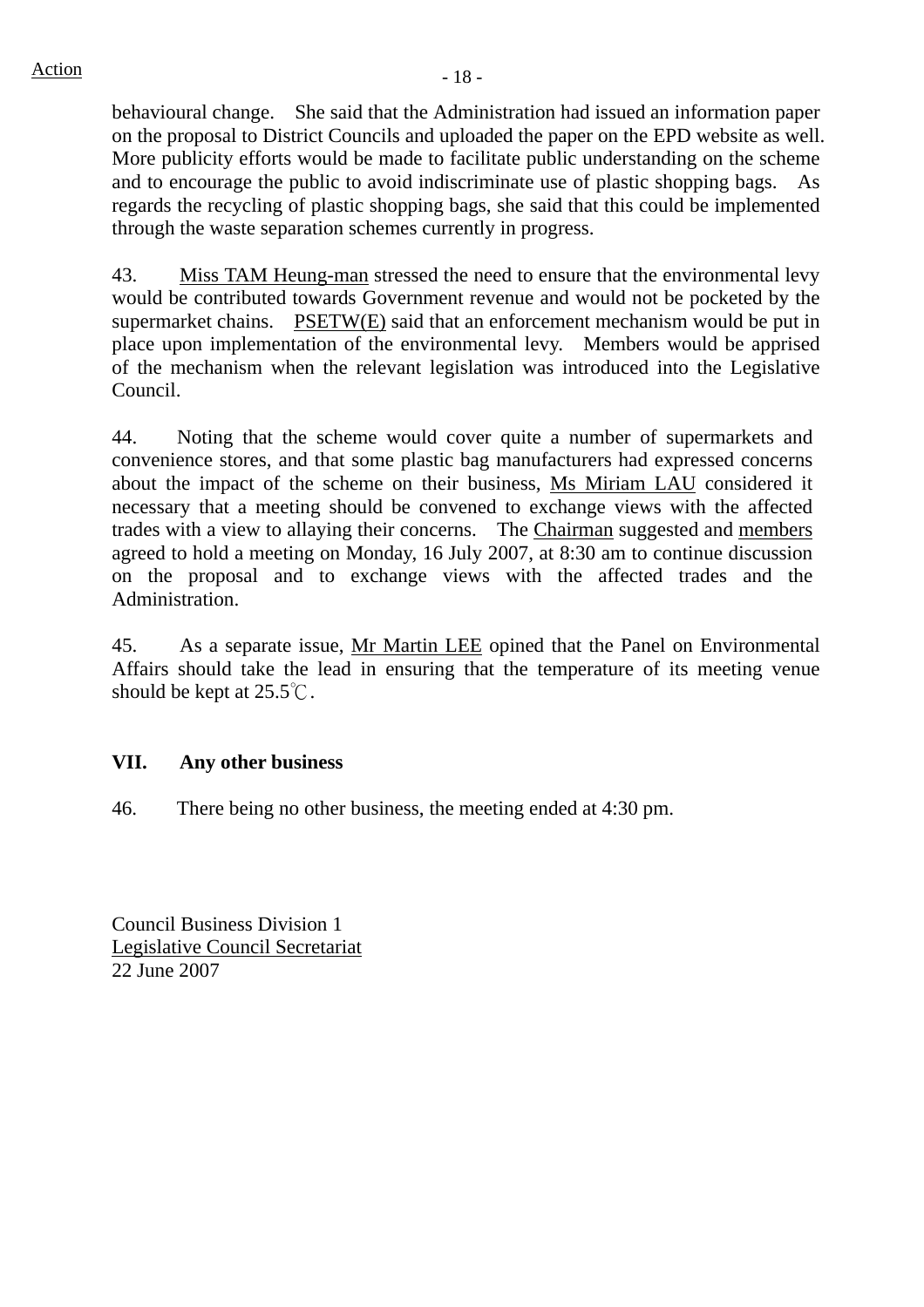Action

behavioural change. She said that the Administration had issued an information paper on the proposal to District Councils and uploaded the paper on the EPD website as well. More publicity efforts would be made to facilitate public understanding on the scheme and to encourage the public to avoid indiscriminate use of plastic shopping bags. As regards the recycling of plastic shopping bags, she said that this could be implemented through the waste separation schemes currently in progress.

43. Miss TAM Heung-man stressed the need to ensure that the environmental levy would be contributed towards Government revenue and would not be pocketed by the supermarket chains. PSETW(E) said that an enforcement mechanism would be put in place upon implementation of the environmental levy. Members would be apprised of the mechanism when the relevant legislation was introduced into the Legislative Council.

44. Noting that the scheme would cover quite a number of supermarkets and convenience stores, and that some plastic bag manufacturers had expressed concerns about the impact of the scheme on their business, Ms Miriam LAU considered it necessary that a meeting should be convened to exchange views with the affected trades with a view to allaying their concerns. The Chairman suggested and members agreed to hold a meeting on Monday, 16 July 2007, at 8:30 am to continue discussion on the proposal and to exchange views with the affected trades and the Administration.

45. As a separate issue, Mr Martin LEE opined that the Panel on Environmental Affairs should take the lead in ensuring that the temperature of its meeting venue should be kept at 25.5℃.

## VII. Any other business

46. There being no other business, the meeting ended at 4:30 pm.

Council Business Division 1
Legislative Council Secretariat
22 June 2007